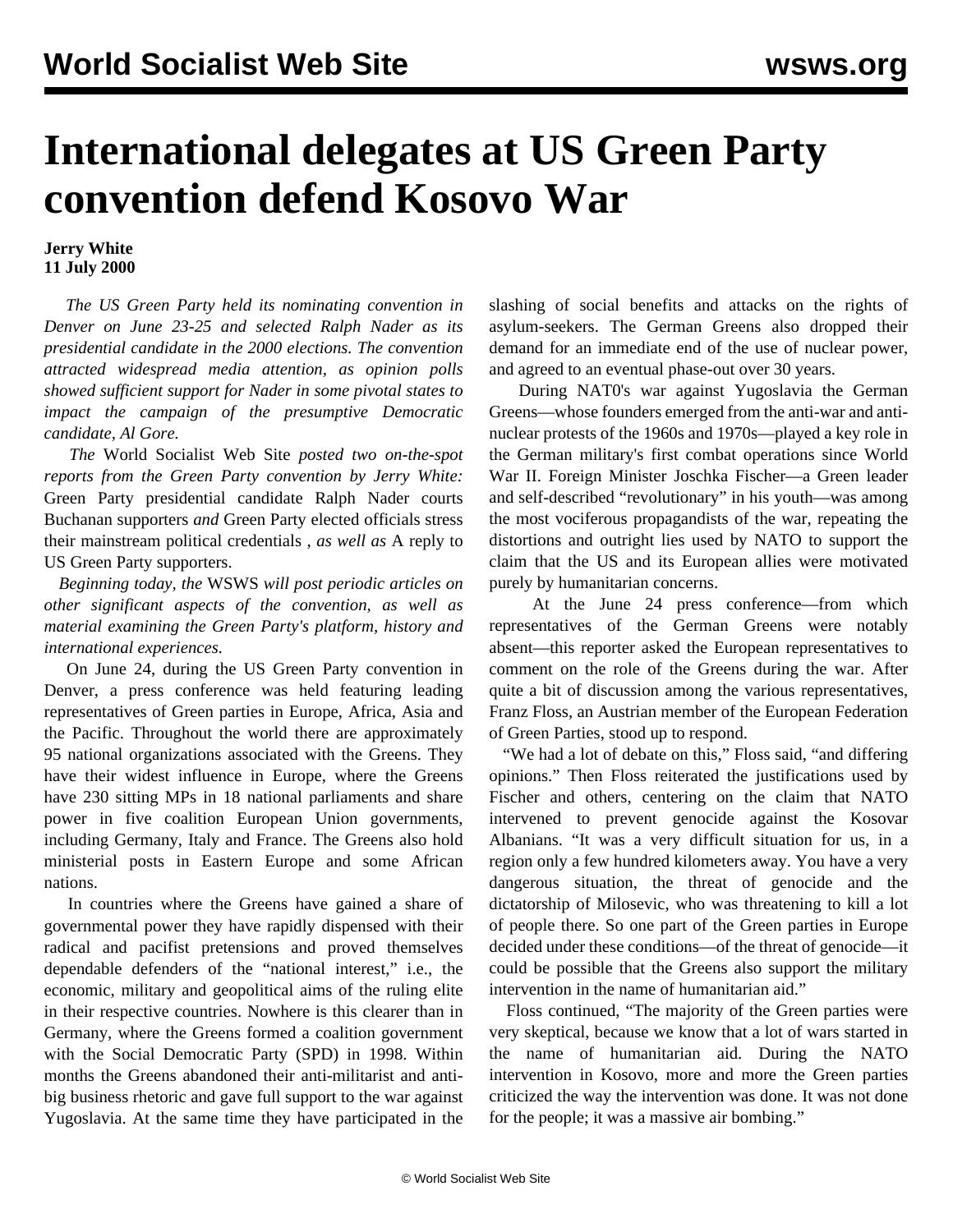# International delegates at US Green Party convention defend Kosovo War

**Jerry White**
**11 July 2000**

*The US Green Party held its nominating convention in Denver on June 23-25 and selected Ralph Nader as its presidential candidate in the 2000 elections. The convention attracted widespread media attention, as opinion polls showed sufficient support for Nader in some pivotal states to impact the campaign of the presumptive Democratic candidate, Al Gore.*

*The* World Socialist Web Site *posted two on-the-spot reports from the Green Party convention by Jerry White:* Green Party presidential candidate Ralph Nader courts Buchanan supporters *and* Green Party elected officials stress their mainstream political credentials , *as well as* A reply to US Green Party supporters.

*Beginning today, the* WSWS *will post periodic articles on other significant aspects of the convention, as well as material examining the Green Party's platform, history and international experiences.*

On June 24, during the US Green Party convention in Denver, a press conference was held featuring leading representatives of Green parties in Europe, Africa, Asia and the Pacific. Throughout the world there are approximately 95 national organizations associated with the Greens. They have their widest influence in Europe, where the Greens have 230 sitting MPs in 18 national parliaments and share power in five coalition European Union governments, including Germany, Italy and France. The Greens also hold ministerial posts in Eastern Europe and some African nations.

In countries where the Greens have gained a share of governmental power they have rapidly dispensed with their radical and pacifist pretensions and proved themselves dependable defenders of the "national interest," i.e., the economic, military and geopolitical aims of the ruling elite in their respective countries. Nowhere is this clearer than in Germany, where the Greens formed a coalition government with the Social Democratic Party (SPD) in 1998. Within months the Greens abandoned their anti-militarist and anti-big business rhetoric and gave full support to the war against Yugoslavia. At the same time they have participated in the slashing of social benefits and attacks on the rights of asylum-seekers. The German Greens also dropped their demand for an immediate end of the use of nuclear power, and agreed to an eventual phase-out over 30 years.

During NAT0's war against Yugoslavia the German Greens—whose founders emerged from the anti-war and anti-nuclear protests of the 1960s and 1970s—played a key role in the German military's first combat operations since World War II. Foreign Minister Joschka Fischer—a Green leader and self-described "revolutionary" in his youth—was among the most vociferous propagandists of the war, repeating the distortions and outright lies used by NATO to support the claim that the US and its European allies were motivated purely by humanitarian concerns.

At the June 24 press conference—from which representatives of the German Greens were notably absent—this reporter asked the European representatives to comment on the role of the Greens during the war. After quite a bit of discussion among the various representatives, Franz Floss, an Austrian member of the European Federation of Green Parties, stood up to respond.

"We had a lot of debate on this," Floss said, "and differing opinions." Then Floss reiterated the justifications used by Fischer and others, centering on the claim that NATO intervened to prevent genocide against the Kosovar Albanians. "It was a very difficult situation for us, in a region only a few hundred kilometers away. You have a very dangerous situation, the threat of genocide and the dictatorship of Milosevic, who was threatening to kill a lot of people there. So one part of the Green parties in Europe decided under these conditions—of the threat of genocide—it could be possible that the Greens also support the military intervention in the name of humanitarian aid."

Floss continued, "The majority of the Green parties were very skeptical, because we know that a lot of wars started in the name of humanitarian aid. During the NATO intervention in Kosovo, more and more the Green parties criticized the way the intervention was done. It was not done for the people; it was a massive air bombing."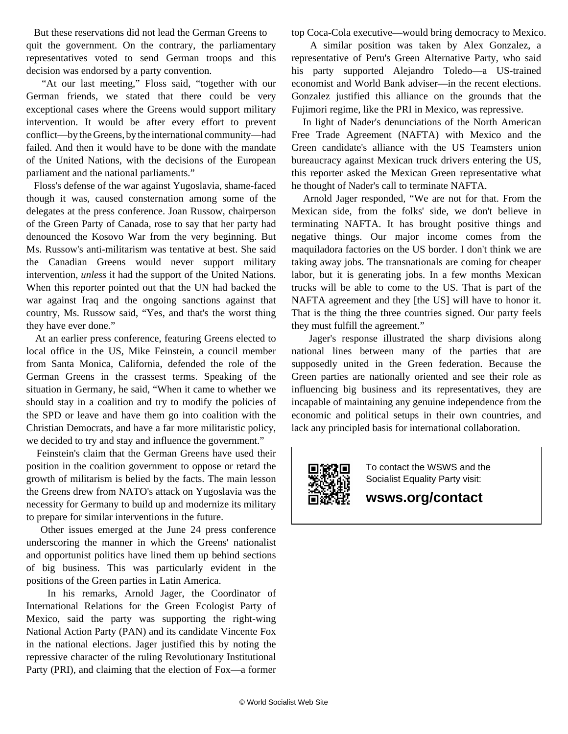But these reservations did not lead the German Greens to quit the government. On the contrary, the parliamentary representatives voted to send German troops and this decision was endorsed by a party convention.

"At our last meeting," Floss said, "together with our German friends, we stated that there could be very exceptional cases where the Greens would support military intervention. It would be after every effort to prevent conflict—by the Greens, by the international community—had failed. And then it would have to be done with the mandate of the United Nations, with the decisions of the European parliament and the national parliaments."

Floss's defense of the war against Yugoslavia, shame-faced though it was, caused consternation among some of the delegates at the press conference. Joan Russow, chairperson of the Green Party of Canada, rose to say that her party had denounced the Kosovo War from the very beginning. But Ms. Russow's anti-militarism was tentative at best. She said the Canadian Greens would never support military intervention, *unless* it had the support of the United Nations. When this reporter pointed out that the UN had backed the war against Iraq and the ongoing sanctions against that country, Ms. Russow said, "Yes, and that's the worst thing they have ever done."

At an earlier press conference, featuring Greens elected to local office in the US, Mike Feinstein, a council member from Santa Monica, California, defended the role of the German Greens in the crassest terms. Speaking of the situation in Germany, he said, "When it came to whether we should stay in a coalition and try to modify the policies of the SPD or leave and have them go into coalition with the Christian Democrats, and have a far more militaristic policy, we decided to try and stay and influence the government."

Feinstein's claim that the German Greens have used their position in the coalition government to oppose or retard the growth of militarism is belied by the facts. The main lesson the Greens drew from NATO's attack on Yugoslavia was the necessity for Germany to build up and modernize its military to prepare for similar interventions in the future.

Other issues emerged at the June 24 press conference underscoring the manner in which the Greens' nationalist and opportunist politics have lined them up behind sections of big business. This was particularly evident in the positions of the Green parties in Latin America.

In his remarks, Arnold Jager, the Coordinator of International Relations for the Green Ecologist Party of Mexico, said the party was supporting the right-wing National Action Party (PAN) and its candidate Vincente Fox in the national elections. Jager justified this by noting the repressive character of the ruling Revolutionary Institutional Party (PRI), and claiming that the election of Fox—a former top Coca-Cola executive—would bring democracy to Mexico.

A similar position was taken by Alex Gonzalez, a representative of Peru's Green Alternative Party, who said his party supported Alejandro Toledo—a US-trained economist and World Bank adviser—in the recent elections. Gonzalez justified this alliance on the grounds that the Fujimori regime, like the PRI in Mexico, was repressive.

In light of Nader's denunciations of the North American Free Trade Agreement (NAFTA) with Mexico and the Green candidate's alliance with the US Teamsters union bureaucracy against Mexican truck drivers entering the US, this reporter asked the Mexican Green representative what he thought of Nader's call to terminate NAFTA.

Arnold Jager responded, "We are not for that. From the Mexican side, from the folks' side, we don't believe in terminating NAFTA. It has brought positive things and negative things. Our major income comes from the maquiladora factories on the US border. I don't think we are taking away jobs. The transnationals are coming for cheaper labor, but it is generating jobs. In a few months Mexican trucks will be able to come to the US. That is part of the NAFTA agreement and they [the US] will have to honor it. That is the thing the three countries signed. Our party feels they must fulfill the agreement."

Jager's response illustrated the sharp divisions along national lines between many of the parties that are supposedly united in the Green federation. Because the Green parties are nationally oriented and see their role as influencing big business and its representatives, they are incapable of maintaining any genuine independence from the economic and political setups in their own countries, and lack any principled basis for international collaboration.

To contact the WSWS and the Socialist Equality Party visit:

**wsws.org/contact**